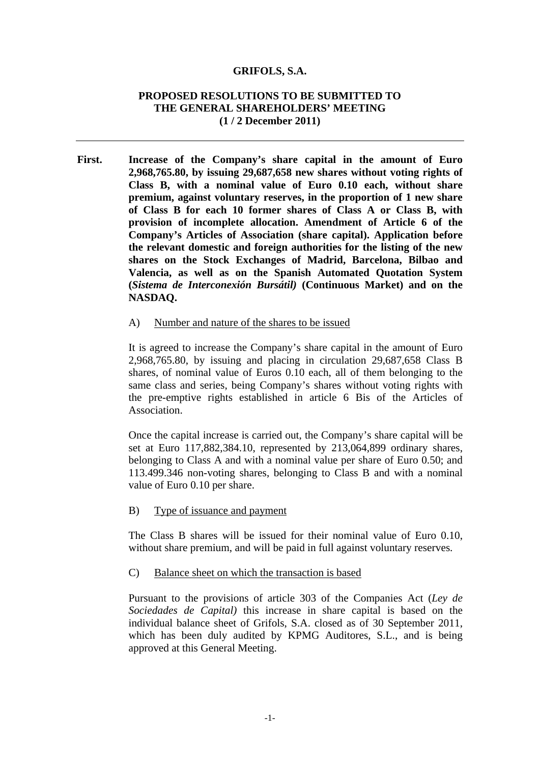**GRIFOLS, S.A.**

**PROPOSED RESOLUTIONS TO BE SUBMITTED TO THE GENERAL SHAREHOLDERS' MEETING (1 / 2 December 2011)**

---

**First. Increase of the Company's share capital in the amount of Euro 2,968,765.80, by issuing 29,687,658 new shares without voting rights of Class B, with a nominal value of Euro 0.10 each, without share premium, against voluntary reserves, in the proportion of 1 new share of Class B for each 10 former shares of Class A or Class B, with provision of incomplete allocation. Amendment of Article 6 of the Company's Articles of Association (share capital). Application before the relevant domestic and foreign authorities for the listing of the new shares on the Stock Exchanges of Madrid, Barcelona, Bilbao and Valencia, as well as on the Spanish Automated Quotation System (*Sistema de Interconexión Bursátil)* (Continuous Market) and on the NASDAQ.**

A) Number and nature of the shares to be issued

It is agreed to increase the Company's share capital in the amount of Euro 2,968,765.80, by issuing and placing in circulation 29,687,658 Class B shares, of nominal value of Euros 0.10 each, all of them belonging to the same class and series, being Company's shares without voting rights with the pre-emptive rights established in article 6 Bis of the Articles of Association.

Once the capital increase is carried out, the Company's share capital will be set at Euro 117,882,384.10, represented by 213,064,899 ordinary shares, belonging to Class A and with a nominal value per share of Euro 0.50; and 113.499.346 non-voting shares, belonging to Class B and with a nominal value of Euro 0.10 per share.

B) Type of issuance and payment

The Class B shares will be issued for their nominal value of Euro 0.10, without share premium, and will be paid in full against voluntary reserves.

C) Balance sheet on which the transaction is based

Pursuant to the provisions of article 303 of the Companies Act (*Ley de Sociedades de Capital)* this increase in share capital is based on the individual balance sheet of Grifols, S.A. closed as of 30 September 2011, which has been duly audited by KPMG Auditores, S.L., and is being approved at this General Meeting.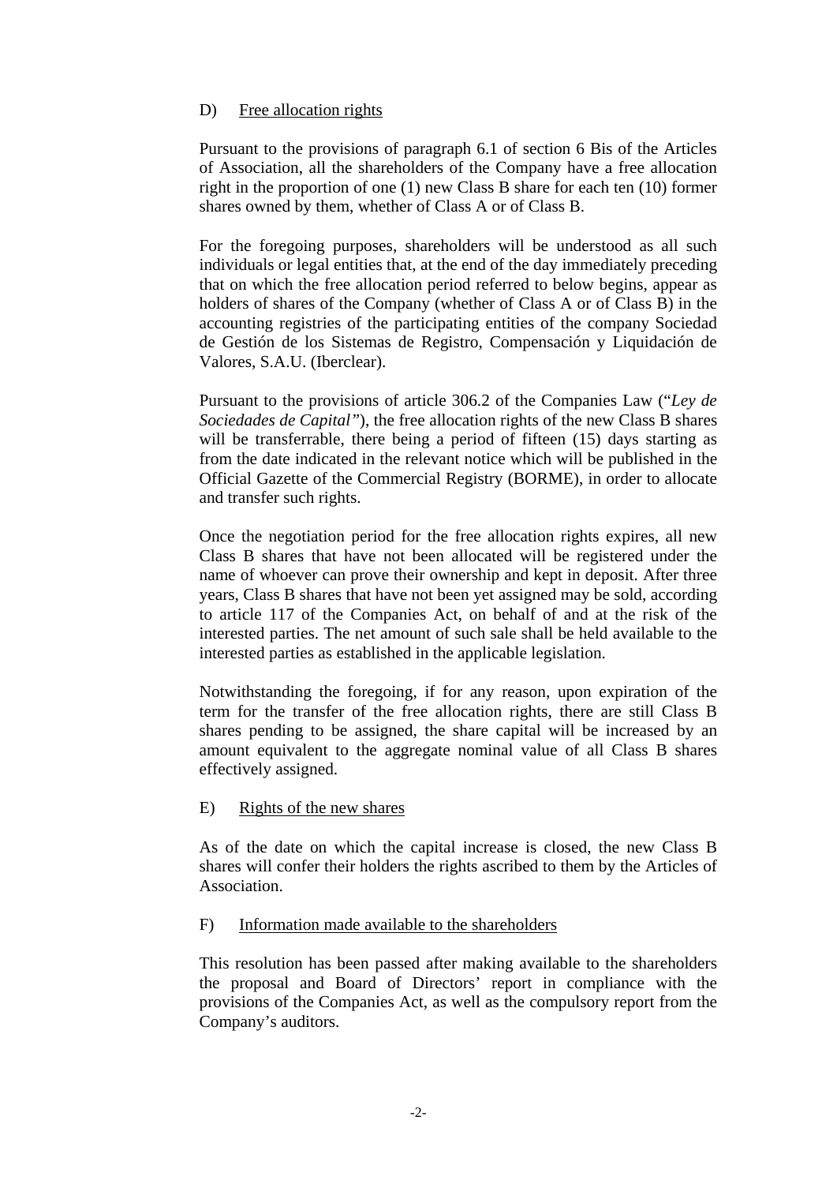D) Free allocation rights

Pursuant to the provisions of paragraph 6.1 of section 6 Bis of the Articles of Association, all the shareholders of the Company have a free allocation right in the proportion of one (1) new Class B share for each ten (10) former shares owned by them, whether of Class A or of Class B.

For the foregoing purposes, shareholders will be understood as all such individuals or legal entities that, at the end of the day immediately preceding that on which the free allocation period referred to below begins, appear as holders of shares of the Company (whether of Class A or of Class B) in the accounting registries of the participating entities of the company Sociedad de Gestión de los Sistemas de Registro, Compensación y Liquidación de Valores, S.A.U. (Iberclear).

Pursuant to the provisions of article 306.2 of the Companies Law ("*Ley de Sociedades de Capital"*), the free allocation rights of the new Class B shares will be transferrable, there being a period of fifteen (15) days starting as from the date indicated in the relevant notice which will be published in the Official Gazette of the Commercial Registry (BORME), in order to allocate and transfer such rights.

Once the negotiation period for the free allocation rights expires, all new Class B shares that have not been allocated will be registered under the name of whoever can prove their ownership and kept in deposit. After three years, Class B shares that have not been yet assigned may be sold, according to article 117 of the Companies Act, on behalf of and at the risk of the interested parties. The net amount of such sale shall be held available to the interested parties as established in the applicable legislation.

Notwithstanding the foregoing, if for any reason, upon expiration of the term for the transfer of the free allocation rights, there are still Class B shares pending to be assigned, the share capital will be increased by an amount equivalent to the aggregate nominal value of all Class B shares effectively assigned.

E) Rights of the new shares

As of the date on which the capital increase is closed, the new Class B shares will confer their holders the rights ascribed to them by the Articles of Association.

F) Information made available to the shareholders

This resolution has been passed after making available to the shareholders the proposal and Board of Directors' report in compliance with the provisions of the Companies Act, as well as the compulsory report from the Company's auditors.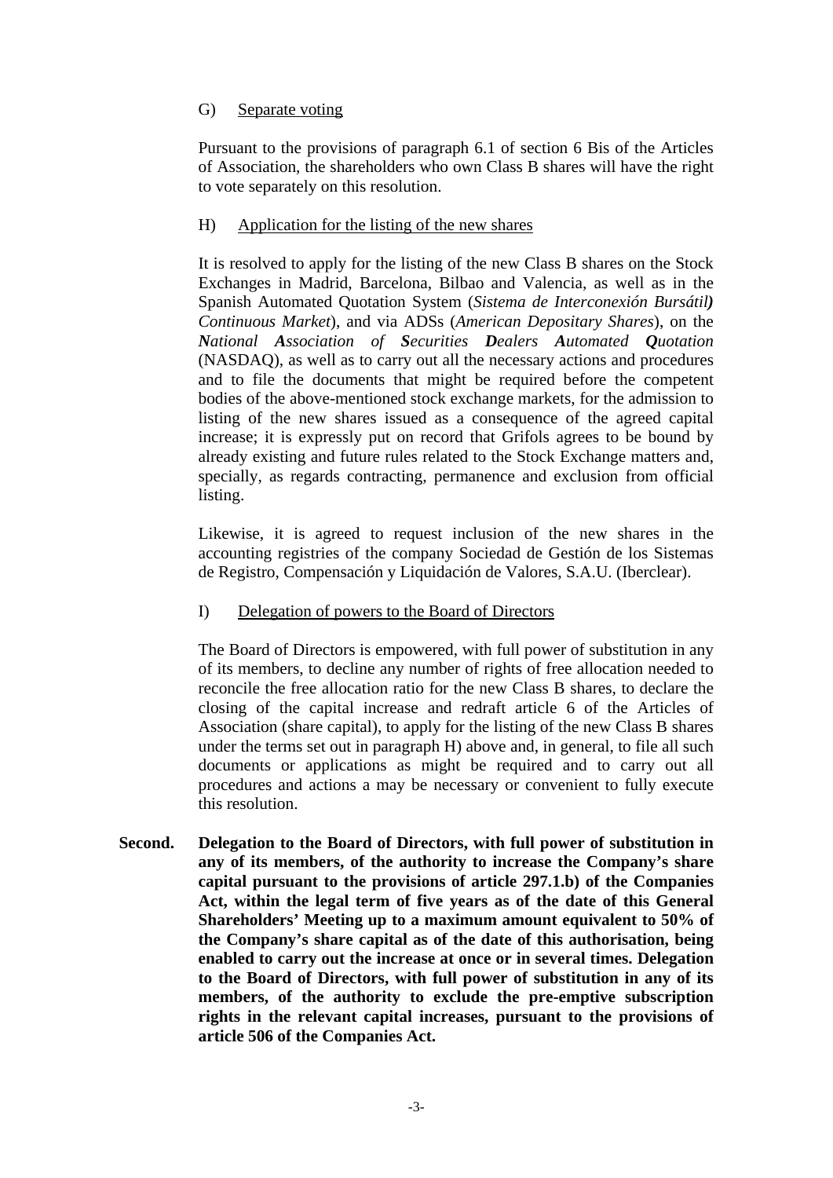G) Separate voting

Pursuant to the provisions of paragraph 6.1 of section 6 Bis of the Articles of Association, the shareholders who own Class B shares will have the right to vote separately on this resolution.

H) Application for the listing of the new shares

It is resolved to apply for the listing of the new Class B shares on the Stock Exchanges in Madrid, Barcelona, Bilbao and Valencia, as well as in the Spanish Automated Quotation System (*Sistema de Interconexión Bursátil) Continuous Market*), and via ADSs (*American Depositary Shares*), on the ***N**ational **A**ssociation of **S**ecurities **D**ealers **A**utomated **Q**uotation* (NASDAQ), as well as to carry out all the necessary actions and procedures and to file the documents that might be required before the competent bodies of the above-mentioned stock exchange markets, for the admission to listing of the new shares issued as a consequence of the agreed capital increase; it is expressly put on record that Grifols agrees to be bound by already existing and future rules related to the Stock Exchange matters and, specially, as regards contracting, permanence and exclusion from official listing.

Likewise, it is agreed to request inclusion of the new shares in the accounting registries of the company Sociedad de Gestión de los Sistemas de Registro, Compensación y Liquidación de Valores, S.A.U. (Iberclear).

I) Delegation of powers to the Board of Directors

The Board of Directors is empowered, with full power of substitution in any of its members, to decline any number of rights of free allocation needed to reconcile the free allocation ratio for the new Class B shares, to declare the closing of the capital increase and redraft article 6 of the Articles of Association (share capital), to apply for the listing of the new Class B shares under the terms set out in paragraph H) above and, in general, to file all such documents or applications as might be required and to carry out all procedures and actions a may be necessary or convenient to fully execute this resolution.

**Second. Delegation to the Board of Directors, with full power of substitution in any of its members, of the authority to increase the Company's share capital pursuant to the provisions of article 297.1.b) of the Companies Act, within the legal term of five years as of the date of this General Shareholders' Meeting up to a maximum amount equivalent to 50% of the Company's share capital as of the date of this authorisation, being enabled to carry out the increase at once or in several times. Delegation to the Board of Directors, with full power of substitution in any of its members, of the authority to exclude the pre-emptive subscription rights in the relevant capital increases, pursuant to the provisions of article 506 of the Companies Act.**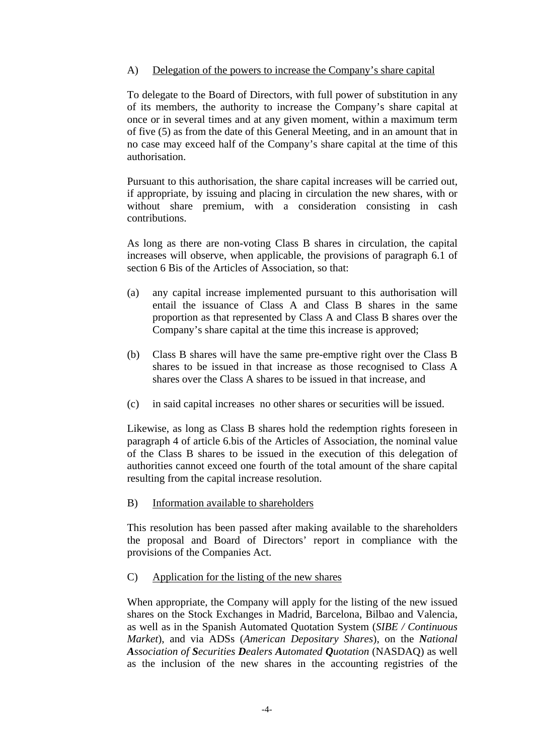A) <u>Delegation of the powers to increase the Company's share capital</u>

To delegate to the Board of Directors, with full power of substitution in any of its members, the authority to increase the Company's share capital at once or in several times and at any given moment, within a maximum term of five (5) as from the date of this General Meeting, and in an amount that in no case may exceed half of the Company's share capital at the time of this authorisation.

Pursuant to this authorisation, the share capital increases will be carried out, if appropriate, by issuing and placing in circulation the new shares, with or without share premium, with a consideration consisting in cash contributions.

As long as there are non-voting Class B shares in circulation, the capital increases will observe, when applicable, the provisions of paragraph 6.1 of section 6 Bis of the Articles of Association, so that:

(a) any capital increase implemented pursuant to this authorisation will entail the issuance of Class A and Class B shares in the same proportion as that represented by Class A and Class B shares over the Company's share capital at the time this increase is approved;

(b) Class B shares will have the same pre-emptive right over the Class B shares to be issued in that increase as those recognised to Class A shares over the Class A shares to be issued in that increase, and

(c) in said capital increases no other shares or securities will be issued.

Likewise, as long as Class B shares hold the redemption rights foreseen in paragraph 4 of article 6.bis of the Articles of Association, the nominal value of the Class B shares to be issued in the execution of this delegation of authorities cannot exceed one fourth of the total amount of the share capital resulting from the capital increase resolution.

B) <u>Information available to shareholders</u>

This resolution has been passed after making available to the shareholders the proposal and Board of Directors' report in compliance with the provisions of the Companies Act.

C) <u>Application for the listing of the new shares</u>

When appropriate, the Company will apply for the listing of the new issued shares on the Stock Exchanges in Madrid, Barcelona, Bilbao and Valencia, as well as in the Spanish Automated Quotation System (*SIBE / Continuous Market*), and via ADSs (*American Depositary Shares*), on the ***N**ational **A**ssociation of **S**ecurities **D**ealers **A**utomated **Q**uotation* (NASDAQ) as well as the inclusion of the new shares in the accounting registries of the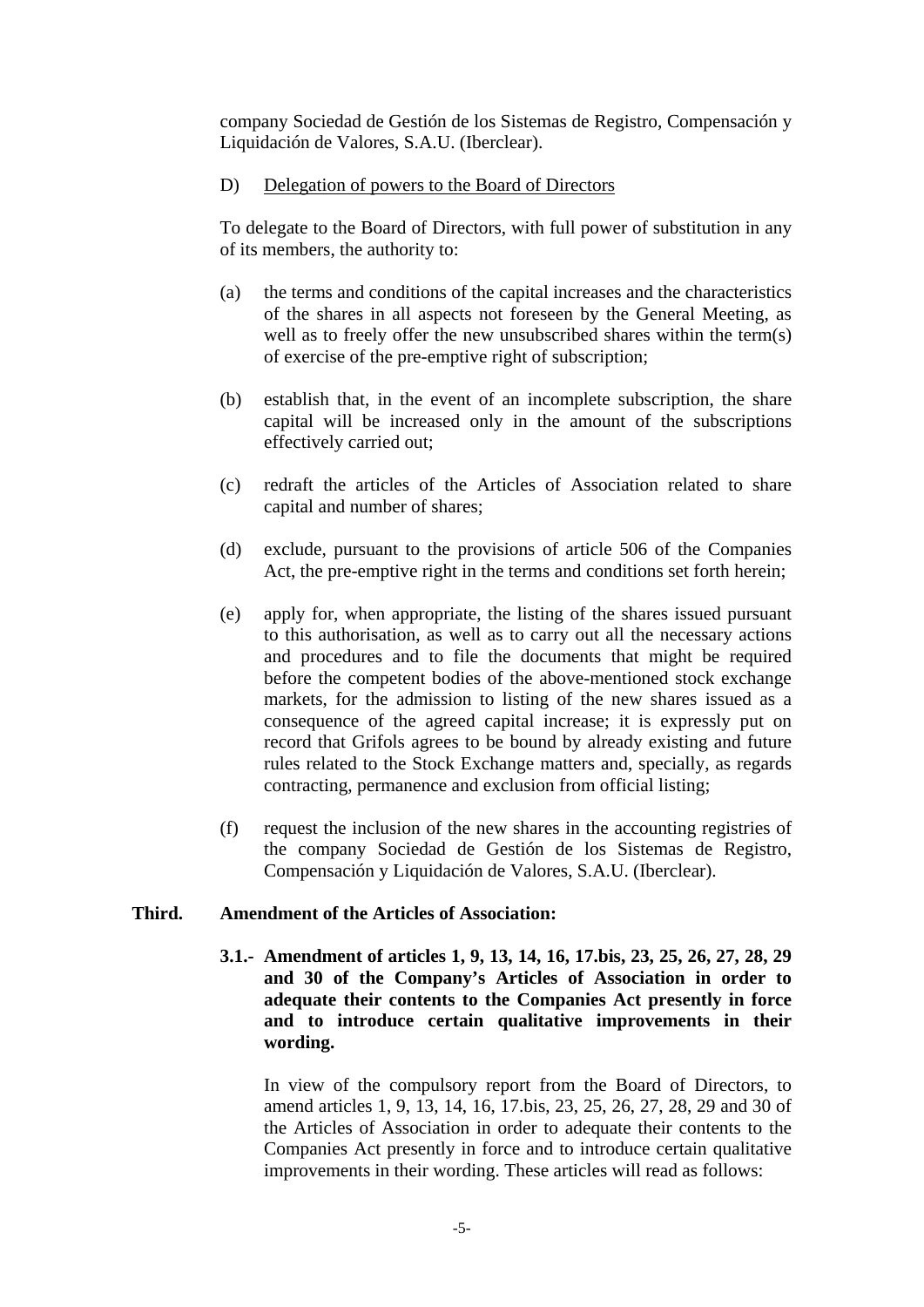company Sociedad de Gestión de los Sistemas de Registro, Compensación y Liquidación de Valores, S.A.U. (Iberclear).

D) Delegation of powers to the Board of Directors

To delegate to the Board of Directors, with full power of substitution in any of its members, the authority to:

(a) the terms and conditions of the capital increases and the characteristics of the shares in all aspects not foreseen by the General Meeting, as well as to freely offer the new unsubscribed shares within the term(s) of exercise of the pre-emptive right of subscription;

(b) establish that, in the event of an incomplete subscription, the share capital will be increased only in the amount of the subscriptions effectively carried out;

(c) redraft the articles of the Articles of Association related to share capital and number of shares;

(d) exclude, pursuant to the provisions of article 506 of the Companies Act, the pre-emptive right in the terms and conditions set forth herein;

(e) apply for, when appropriate, the listing of the shares issued pursuant to this authorisation, as well as to carry out all the necessary actions and procedures and to file the documents that might be required before the competent bodies of the above-mentioned stock exchange markets, for the admission to listing of the new shares issued as a consequence of the agreed capital increase; it is expressly put on record that Grifols agrees to be bound by already existing and future rules related to the Stock Exchange matters and, specially, as regards contracting, permanence and exclusion from official listing;

(f) request the inclusion of the new shares in the accounting registries of the company Sociedad de Gestión de los Sistemas de Registro, Compensación y Liquidación de Valores, S.A.U. (Iberclear).

**Third. Amendment of the Articles of Association:**

**3.1.- Amendment of articles 1, 9, 13, 14, 16, 17.bis, 23, 25, 26, 27, 28, 29 and 30 of the Company's Articles of Association in order to adequate their contents to the Companies Act presently in force and to introduce certain qualitative improvements in their wording.**

In view of the compulsory report from the Board of Directors, to amend articles 1, 9, 13, 14, 16, 17.bis, 23, 25, 26, 27, 28, 29 and 30 of the Articles of Association in order to adequate their contents to the Companies Act presently in force and to introduce certain qualitative improvements in their wording. These articles will read as follows: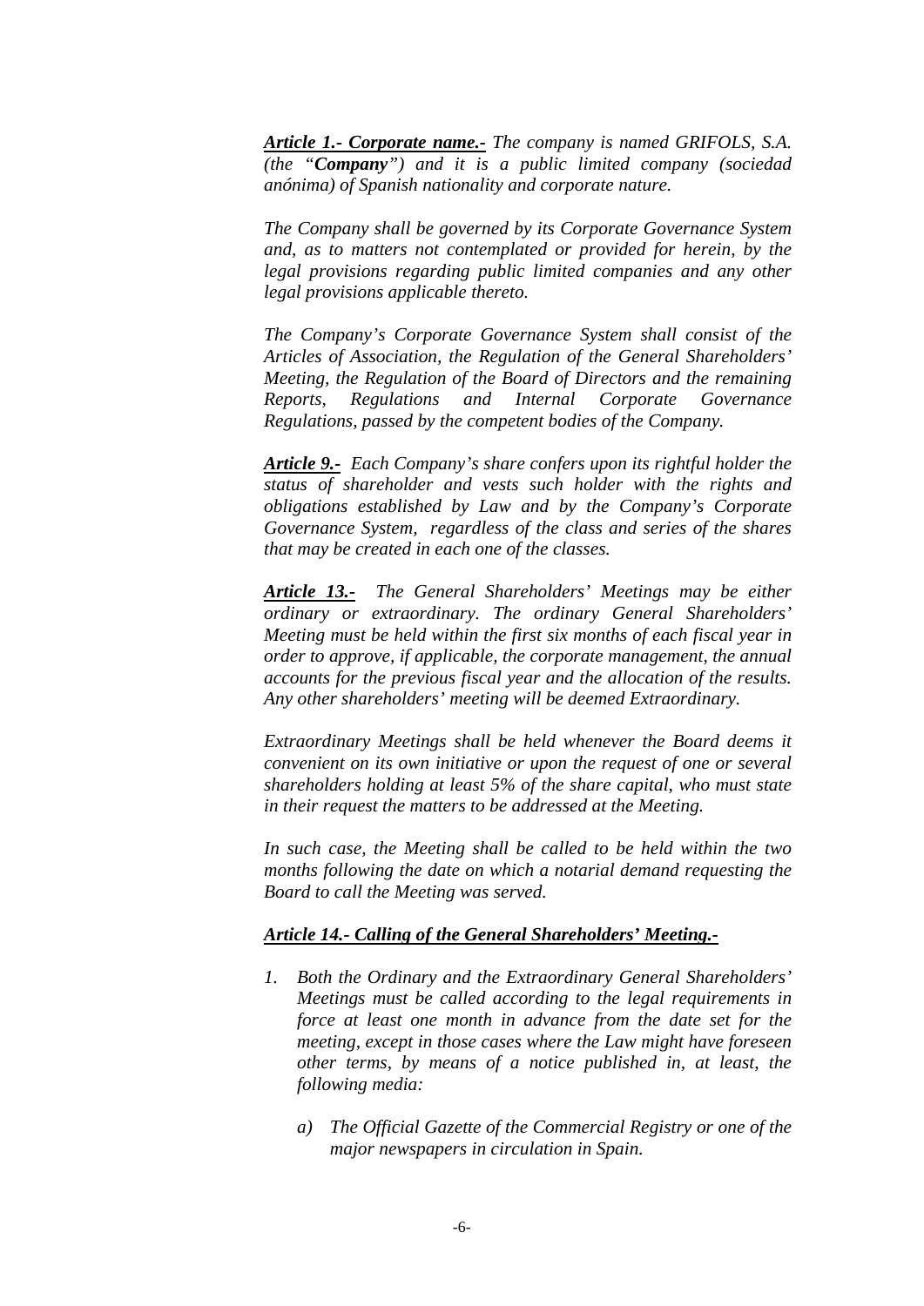***Article 1.- Corporate name.-*** *The company is named GRIFOLS, S.A. (the "**Company**") and it is a public limited company (sociedad anónima) of Spanish nationality and corporate nature.*

*The Company shall be governed by its Corporate Governance System and, as to matters not contemplated or provided for herein, by the legal provisions regarding public limited companies and any other legal provisions applicable thereto.*

*The Company's Corporate Governance System shall consist of the Articles of Association, the Regulation of the General Shareholders' Meeting, the Regulation of the Board of Directors and the remaining Reports, Regulations and Internal Corporate Governance Regulations, passed by the competent bodies of the Company.*

***Article 9.-*** *Each Company's share confers upon its rightful holder the status of shareholder and vests such holder with the rights and obligations established by Law and by the Company's Corporate Governance System, regardless of the class and series of the shares that may be created in each one of the classes.*

***Article 13.-*** *The General Shareholders' Meetings may be either ordinary or extraordinary. The ordinary General Shareholders' Meeting must be held within the first six months of each fiscal year in order to approve, if applicable, the corporate management, the annual accounts for the previous fiscal year and the allocation of the results. Any other shareholders' meeting will be deemed Extraordinary.*

*Extraordinary Meetings shall be held whenever the Board deems it convenient on its own initiative or upon the request of one or several shareholders holding at least 5% of the share capital, who must state in their request the matters to be addressed at the Meeting.*

*In such case, the Meeting shall be called to be held within the two months following the date on which a notarial demand requesting the Board to call the Meeting was served.*

***Article 14.- Calling of the General Shareholders' Meeting.-***

1. *Both the Ordinary and the Extraordinary General Shareholders' Meetings must be called according to the legal requirements in force at least one month in advance from the date set for the meeting, except in those cases where the Law might have foreseen other terms, by means of a notice published in, at least, the following media:*

    a) *The Official Gazette of the Commercial Registry or one of the major newspapers in circulation in Spain.*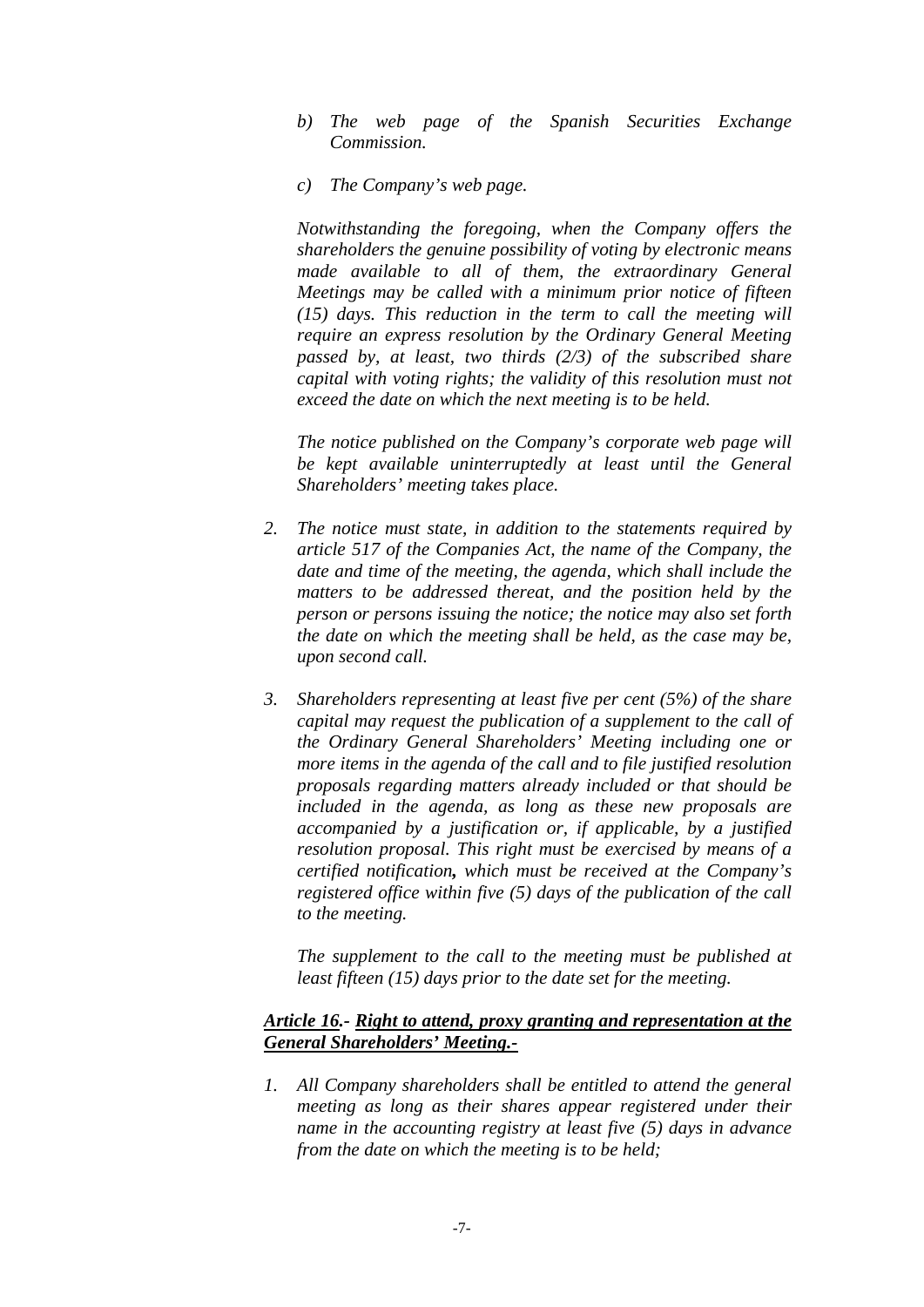*b) The web page of the Spanish Securities Exchange Commission.*

*c) The Company's web page.*

*Notwithstanding the foregoing, when the Company offers the shareholders the genuine possibility of voting by electronic means made available to all of them, the extraordinary General Meetings may be called with a minimum prior notice of fifteen (15) days. This reduction in the term to call the meeting will require an express resolution by the Ordinary General Meeting passed by, at least, two thirds (2/3) of the subscribed share capital with voting rights; the validity of this resolution must not exceed the date on which the next meeting is to be held.*

*The notice published on the Company's corporate web page will be kept available uninterruptedly at least until the General Shareholders' meeting takes place.*

2. *The notice must state, in addition to the statements required by article 517 of the Companies Act, the name of the Company, the date and time of the meeting, the agenda, which shall include the matters to be addressed thereat, and the position held by the person or persons issuing the notice; the notice may also set forth the date on which the meeting shall be held, as the case may be, upon second call.*

3. *Shareholders representing at least five per cent (5%) of the share capital may request the publication of a supplement to the call of the Ordinary General Shareholders' Meeting including one or more items in the agenda of the call and to file justified resolution proposals regarding matters already included or that should be included in the agenda, as long as these new proposals are accompanied by a justification or, if applicable, by a justified resolution proposal. This right must be exercised by means of a certified notification**,** which must be received at the Company's registered office within five (5) days of the publication of the call to the meeting.*

   *The supplement to the call to the meeting must be published at least fifteen (15) days prior to the date set for the meeting.*

***Article 16.- Right to attend, proxy granting and representation at the General Shareholders' Meeting.-***

1. *All Company shareholders shall be entitled to attend the general meeting as long as their shares appear registered under their name in the accounting registry at least five (5) days in advance from the date on which the meeting is to be held;*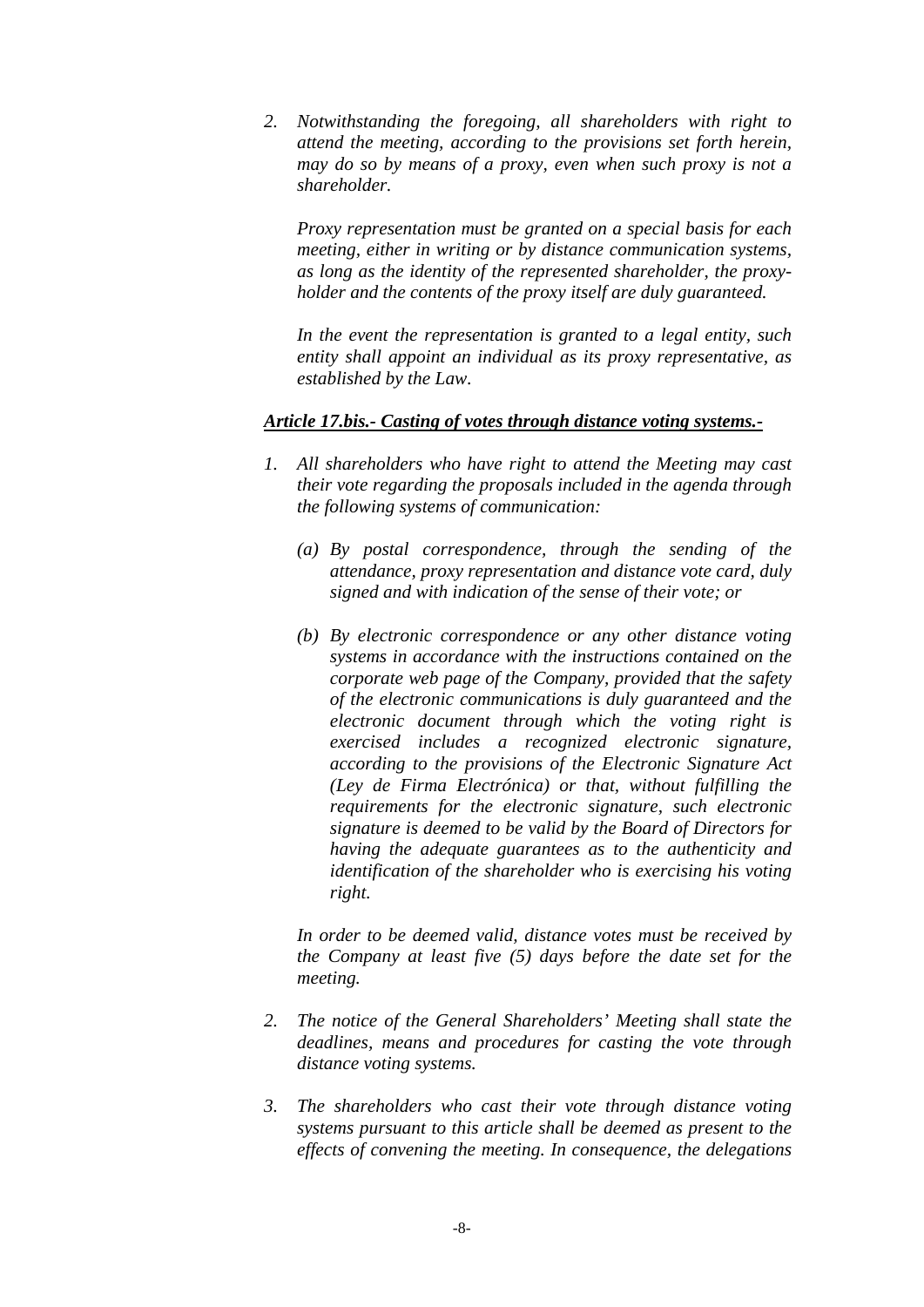2. *Notwithstanding the foregoing, all shareholders with right to attend the meeting, according to the provisions set forth herein, may do so by means of a proxy, even when such proxy is not a shareholder.*

   *Proxy representation must be granted on a special basis for each meeting, either in writing or by distance communication systems, as long as the identity of the represented shareholder, the proxy-holder and the contents of the proxy itself are duly guaranteed.*

   *In the event the representation is granted to a legal entity, such entity shall appoint an individual as its proxy representative, as established by the Law.*

***Article 17.bis.- Casting of votes through distance voting systems.-***

1. *All shareholders who have right to attend the Meeting may cast their vote regarding the proposals included in the agenda through the following systems of communication:*

   *(a) By postal correspondence, through the sending of the attendance, proxy representation and distance vote card, duly signed and with indication of the sense of their vote; or*

   *(b) By electronic correspondence or any other distance voting systems in accordance with the instructions contained on the corporate web page of the Company, provided that the safety of the electronic communications is duly guaranteed and the electronic document through which the voting right is exercised includes a recognized electronic signature, according to the provisions of the Electronic Signature Act (Ley de Firma Electrónica) or that, without fulfilling the requirements for the electronic signature, such electronic signature is deemed to be valid by the Board of Directors for having the adequate guarantees as to the authenticity and identification of the shareholder who is exercising his voting right.*

   *In order to be deemed valid, distance votes must be received by the Company at least five (5) days before the date set for the meeting.*

2. *The notice of the General Shareholders' Meeting shall state the deadlines, means and procedures for casting the vote through distance voting systems.*

3. *The shareholders who cast their vote through distance voting systems pursuant to this article shall be deemed as present to the effects of convening the meeting. In consequence, the delegations*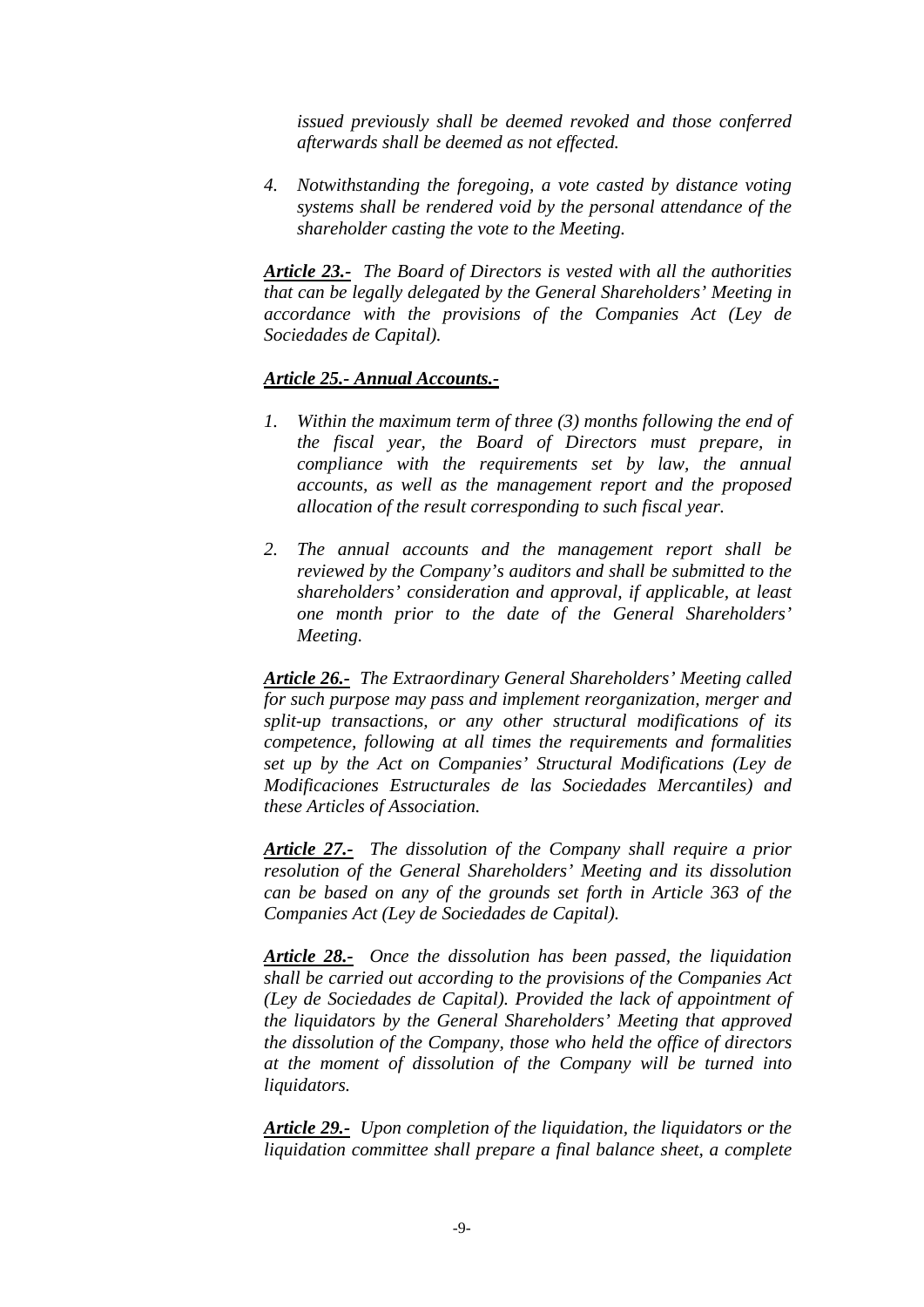*issued previously shall be deemed revoked and those conferred afterwards shall be deemed as not effected.*

4. *Notwithstanding the foregoing, a vote casted by distance voting systems shall be rendered void by the personal attendance of the shareholder casting the vote to the Meeting.*

***Article 23.-*** *The Board of Directors is vested with all the authorities that can be legally delegated by the General Shareholders' Meeting in accordance with the provisions of the Companies Act (Ley de Sociedades de Capital).*

***Article 25.- Annual Accounts.-***

1. *Within the maximum term of three (3) months following the end of the fiscal year, the Board of Directors must prepare, in compliance with the requirements set by law, the annual accounts, as well as the management report and the proposed allocation of the result corresponding to such fiscal year.*

2. *The annual accounts and the management report shall be reviewed by the Company's auditors and shall be submitted to the shareholders' consideration and approval, if applicable, at least one month prior to the date of the General Shareholders' Meeting.*

***Article 26.-*** *The Extraordinary General Shareholders' Meeting called for such purpose may pass and implement reorganization, merger and split-up transactions, or any other structural modifications of its competence, following at all times the requirements and formalities set up by the Act on Companies' Structural Modifications (Ley de Modificaciones Estructurales de las Sociedades Mercantiles) and these Articles of Association.*

***Article 27.-*** *The dissolution of the Company shall require a prior resolution of the General Shareholders' Meeting and its dissolution can be based on any of the grounds set forth in Article 363 of the Companies Act (Ley de Sociedades de Capital).*

***Article 28.-*** *Once the dissolution has been passed, the liquidation shall be carried out according to the provisions of the Companies Act (Ley de Sociedades de Capital). Provided the lack of appointment of the liquidators by the General Shareholders' Meeting that approved the dissolution of the Company, those who held the office of directors at the moment of dissolution of the Company will be turned into liquidators.*

***Article 29.-*** *Upon completion of the liquidation, the liquidators or the liquidation committee shall prepare a final balance sheet, a complete*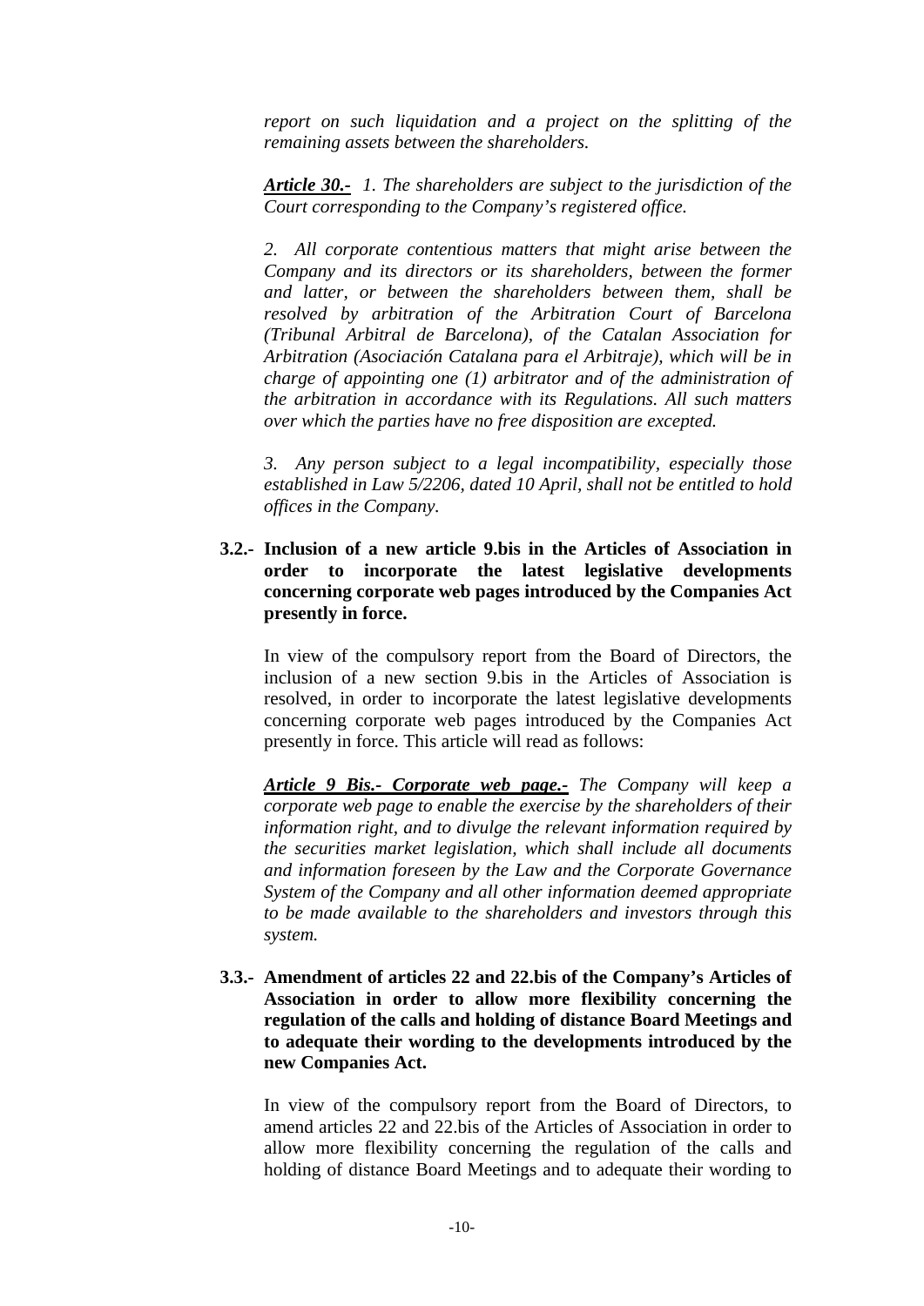*report on such liquidation and a project on the splitting of the remaining assets between the shareholders.*

***Article 30.-*** *1. The shareholders are subject to the jurisdiction of the Court corresponding to the Company's registered office.*

*2. All corporate contentious matters that might arise between the Company and its directors or its shareholders, between the former and latter, or between the shareholders between them, shall be resolved by arbitration of the Arbitration Court of Barcelona (Tribunal Arbitral de Barcelona), of the Catalan Association for Arbitration (Asociación Catalana para el Arbitraje), which will be in charge of appointing one (1) arbitrator and of the administration of the arbitration in accordance with its Regulations. All such matters over which the parties have no free disposition are excepted.*

*3. Any person subject to a legal incompatibility, especially those established in Law 5/2206, dated 10 April, shall not be entitled to hold offices in the Company.*

**3.2.- Inclusion of a new article 9.bis in the Articles of Association in order to incorporate the latest legislative developments concerning corporate web pages introduced by the Companies Act presently in force.**

In view of the compulsory report from the Board of Directors, the inclusion of a new section 9.bis in the Articles of Association is resolved, in order to incorporate the latest legislative developments concerning corporate web pages introduced by the Companies Act presently in force. This article will read as follows:

***Article 9 Bis.- Corporate web page.-*** *The Company will keep a corporate web page to enable the exercise by the shareholders of their information right, and to divulge the relevant information required by the securities market legislation, which shall include all documents and information foreseen by the Law and the Corporate Governance System of the Company and all other information deemed appropriate to be made available to the shareholders and investors through this system.*

**3.3.- Amendment of articles 22 and 22.bis of the Company's Articles of Association in order to allow more flexibility concerning the regulation of the calls and holding of distance Board Meetings and to adequate their wording to the developments introduced by the new Companies Act.**

In view of the compulsory report from the Board of Directors, to amend articles 22 and 22.bis of the Articles of Association in order to allow more flexibility concerning the regulation of the calls and holding of distance Board Meetings and to adequate their wording to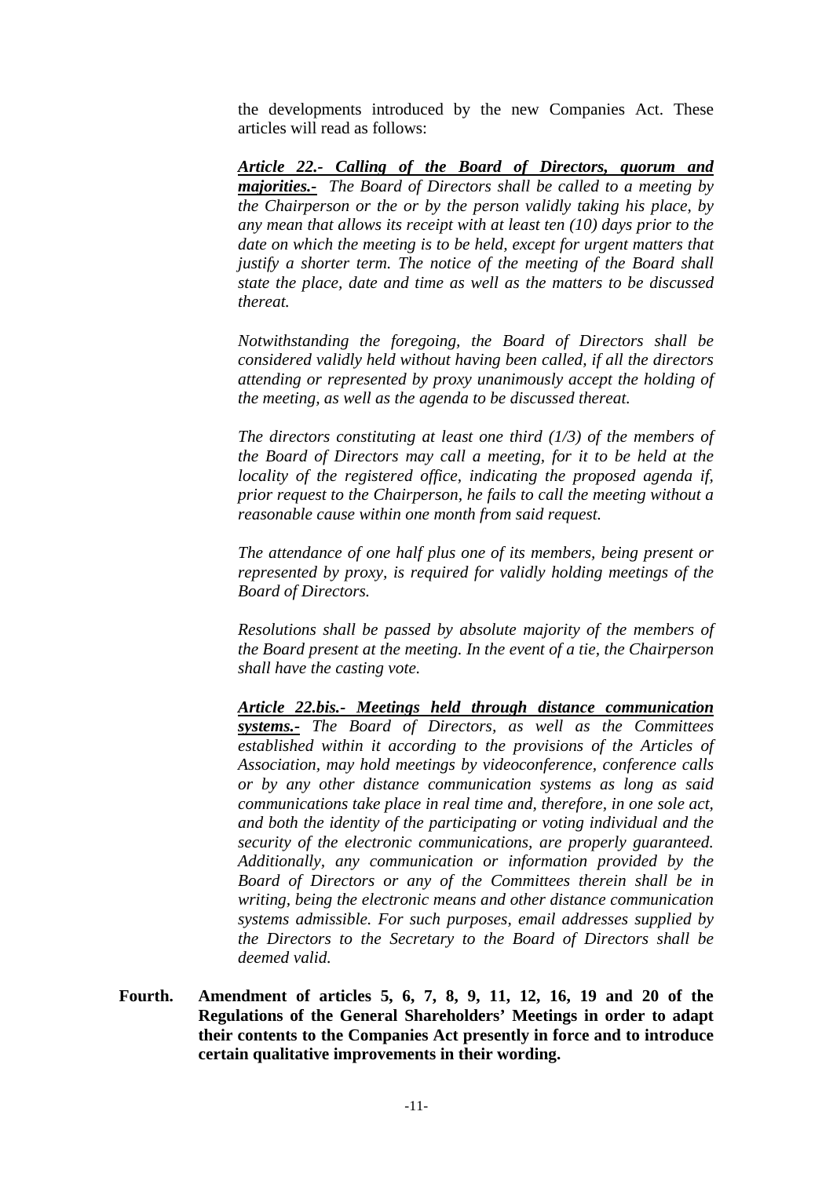the developments introduced by the new Companies Act. These articles will read as follows:

***Article 22.- Calling of the Board of Directors, quorum and majorities.-*** *The Board of Directors shall be called to a meeting by the Chairperson or the or by the person validly taking his place, by any mean that allows its receipt with at least ten (10) days prior to the date on which the meeting is to be held, except for urgent matters that justify a shorter term. The notice of the meeting of the Board shall state the place, date and time as well as the matters to be discussed thereat.*

*Notwithstanding the foregoing, the Board of Directors shall be considered validly held without having been called, if all the directors attending or represented by proxy unanimously accept the holding of the meeting, as well as the agenda to be discussed thereat.*

*The directors constituting at least one third (1/3) of the members of the Board of Directors may call a meeting, for it to be held at the locality of the registered office, indicating the proposed agenda if, prior request to the Chairperson, he fails to call the meeting without a reasonable cause within one month from said request.*

*The attendance of one half plus one of its members, being present or represented by proxy, is required for validly holding meetings of the Board of Directors.*

*Resolutions shall be passed by absolute majority of the members of the Board present at the meeting. In the event of a tie, the Chairperson shall have the casting vote.*

***Article 22.bis.- Meetings held through distance communication systems.-*** *The Board of Directors, as well as the Committees established within it according to the provisions of the Articles of Association, may hold meetings by videoconference, conference calls or by any other distance communication systems as long as said communications take place in real time and, therefore, in one sole act, and both the identity of the participating or voting individual and the security of the electronic communications, are properly guaranteed. Additionally, any communication or information provided by the Board of Directors or any of the Committees therein shall be in writing, being the electronic means and other distance communication systems admissible. For such purposes, email addresses supplied by the Directors to the Secretary to the Board of Directors shall be deemed valid.*

**Fourth. Amendment of articles 5, 6, 7, 8, 9, 11, 12, 16, 19 and 20 of the Regulations of the General Shareholders' Meetings in order to adapt their contents to the Companies Act presently in force and to introduce certain qualitative improvements in their wording.**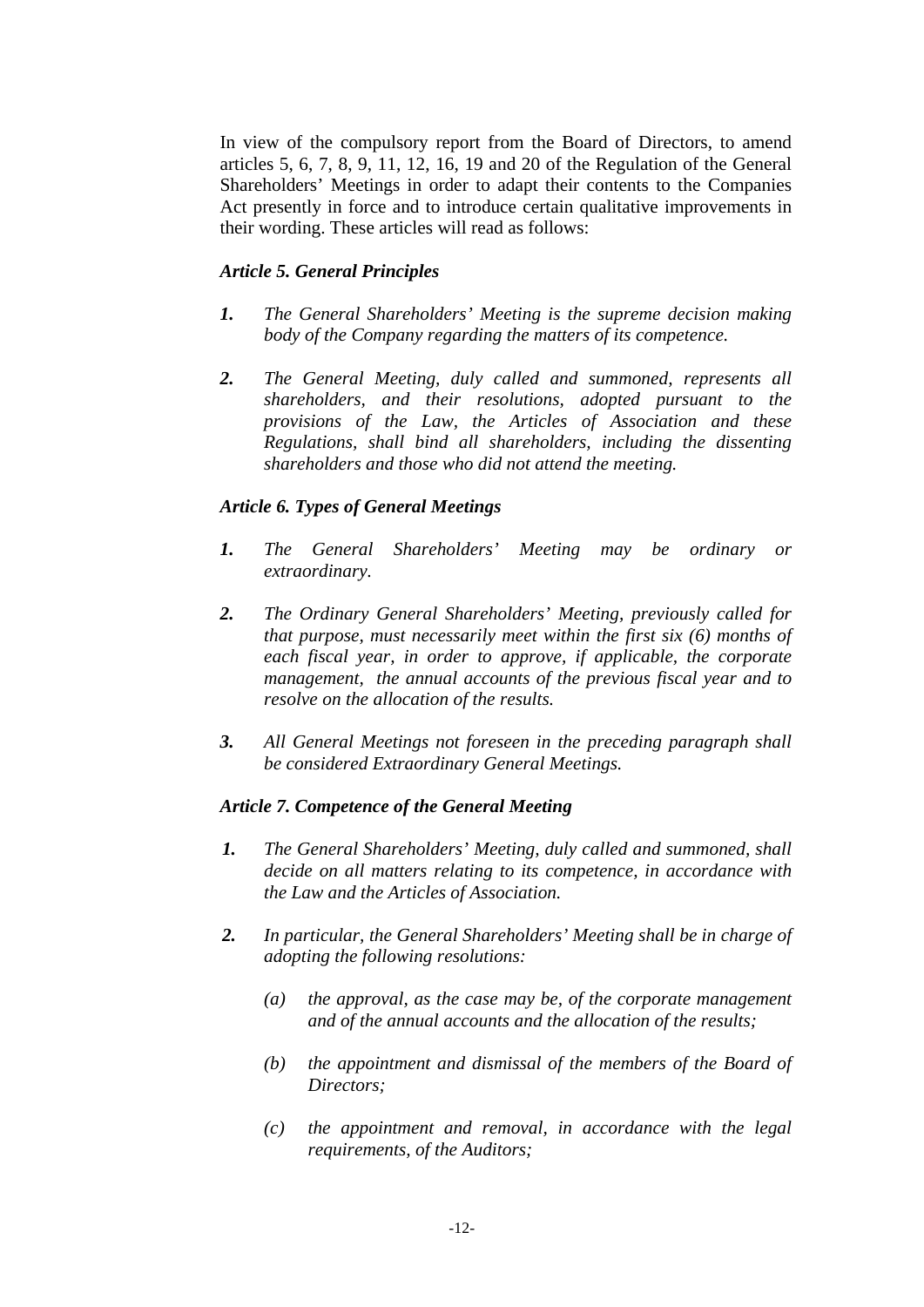In view of the compulsory report from the Board of Directors, to amend articles 5, 6, 7, 8, 9, 11, 12, 16, 19 and 20 of the Regulation of the General Shareholders' Meetings in order to adapt their contents to the Companies Act presently in force and to introduce certain qualitative improvements in their wording. These articles will read as follows:

***Article 5. General Principles***

***1.*** *The General Shareholders' Meeting is the supreme decision making body of the Company regarding the matters of its competence.*

***2.*** *The General Meeting, duly called and summoned, represents all shareholders, and their resolutions, adopted pursuant to the provisions of the Law, the Articles of Association and these Regulations, shall bind all shareholders, including the dissenting shareholders and those who did not attend the meeting.*

***Article 6. Types of General Meetings***

***1.*** *The General Shareholders' Meeting may be ordinary or extraordinary.*

***2.*** *The Ordinary General Shareholders' Meeting, previously called for that purpose, must necessarily meet within the first six (6) months of each fiscal year, in order to approve, if applicable, the corporate management, the annual accounts of the previous fiscal year and to resolve on the allocation of the results.*

***3.*** *All General Meetings not foreseen in the preceding paragraph shall be considered Extraordinary General Meetings.*

***Article 7. Competence of the General Meeting***

***1.*** *The General Shareholders' Meeting, duly called and summoned, shall decide on all matters relating to its competence, in accordance with the Law and the Articles of Association.*

***2.*** *In particular, the General Shareholders' Meeting shall be in charge of adopting the following resolutions:*

*(a) the approval, as the case may be, of the corporate management and of the annual accounts and the allocation of the results;*

*(b) the appointment and dismissal of the members of the Board of Directors;*

*(c) the appointment and removal, in accordance with the legal requirements, of the Auditors;*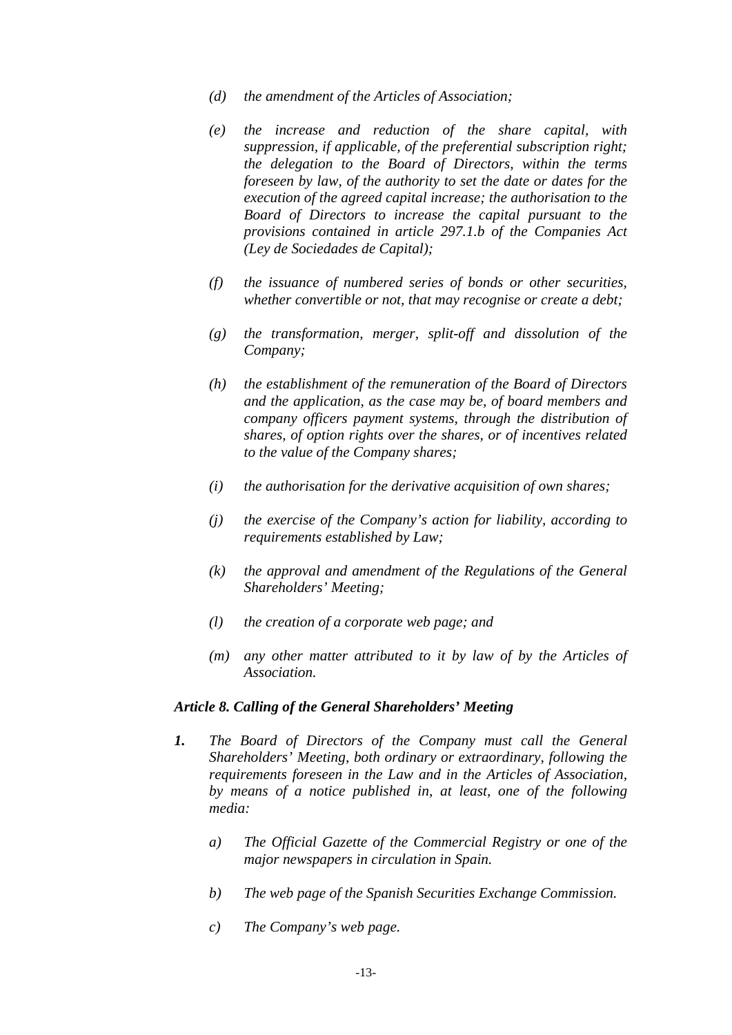*(d) the amendment of the Articles of Association;*

*(e) the increase and reduction of the share capital, with suppression, if applicable, of the preferential subscription right; the delegation to the Board of Directors, within the terms foreseen by law, of the authority to set the date or dates for the execution of the agreed capital increase; the authorisation to the Board of Directors to increase the capital pursuant to the provisions contained in article 297.1.b of the Companies Act (Ley de Sociedades de Capital);*

*(f) the issuance of numbered series of bonds or other securities, whether convertible or not, that may recognise or create a debt;*

*(g) the transformation, merger, split-off and dissolution of the Company;*

*(h) the establishment of the remuneration of the Board of Directors and the application, as the case may be, of board members and company officers payment systems, through the distribution of shares, of option rights over the shares, or of incentives related to the value of the Company shares;*

*(i) the authorisation for the derivative acquisition of own shares;*

*(j) the exercise of the Company's action for liability, according to requirements established by Law;*

*(k) the approval and amendment of the Regulations of the General Shareholders' Meeting;*

*(l) the creation of a corporate web page; and*

*(m) any other matter attributed to it by law of by the Articles of Association.*

***Article 8. Calling of the General Shareholders' Meeting***

***1.*** *The Board of Directors of the Company must call the General Shareholders' Meeting, both ordinary or extraordinary, following the requirements foreseen in the Law and in the Articles of Association, by means of a notice published in, at least, one of the following media:*

*a) The Official Gazette of the Commercial Registry or one of the major newspapers in circulation in Spain.*

*b) The web page of the Spanish Securities Exchange Commission.*

*c) The Company's web page.*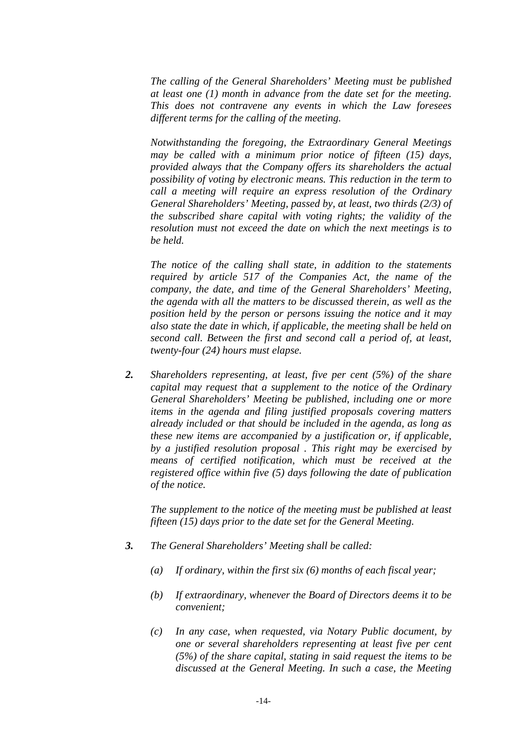*The calling of the General Shareholders' Meeting must be published at least one (1) month in advance from the date set for the meeting. This does not contravene any events in which the Law foresees different terms for the calling of the meeting.*

*Notwithstanding the foregoing, the Extraordinary General Meetings may be called with a minimum prior notice of fifteen (15) days, provided always that the Company offers its shareholders the actual possibility of voting by electronic means. This reduction in the term to call a meeting will require an express resolution of the Ordinary General Shareholders' Meeting, passed by, at least, two thirds (2/3) of the subscribed share capital with voting rights; the validity of the resolution must not exceed the date on which the next meetings is to be held.*

*The notice of the calling shall state, in addition to the statements required by article 517 of the Companies Act, the name of the company, the date, and time of the General Shareholders' Meeting, the agenda with all the matters to be discussed therein, as well as the position held by the person or persons issuing the notice and it may also state the date in which, if applicable, the meeting shall be held on second call. Between the first and second call a period of, at least, twenty-four (24) hours must elapse.*

***2.*** *Shareholders representing, at least, five per cent (5%) of the share capital may request that a supplement to the notice of the Ordinary General Shareholders' Meeting be published, including one or more items in the agenda and filing justified proposals covering matters already included or that should be included in the agenda, as long as these new items are accompanied by a justification or, if applicable, by a justified resolution proposal . This right may be exercised by means of certified notification, which must be received at the registered office within five (5) days following the date of publication of the notice.*

*The supplement to the notice of the meeting must be published at least fifteen (15) days prior to the date set for the General Meeting.*

***3.*** *The General Shareholders' Meeting shall be called:*

*(a) If ordinary, within the first six (6) months of each fiscal year;*

*(b) If extraordinary, whenever the Board of Directors deems it to be convenient;*

*(c) In any case, when requested, via Notary Public document, by one or several shareholders representing at least five per cent (5%) of the share capital, stating in said request the items to be discussed at the General Meeting. In such a case, the Meeting*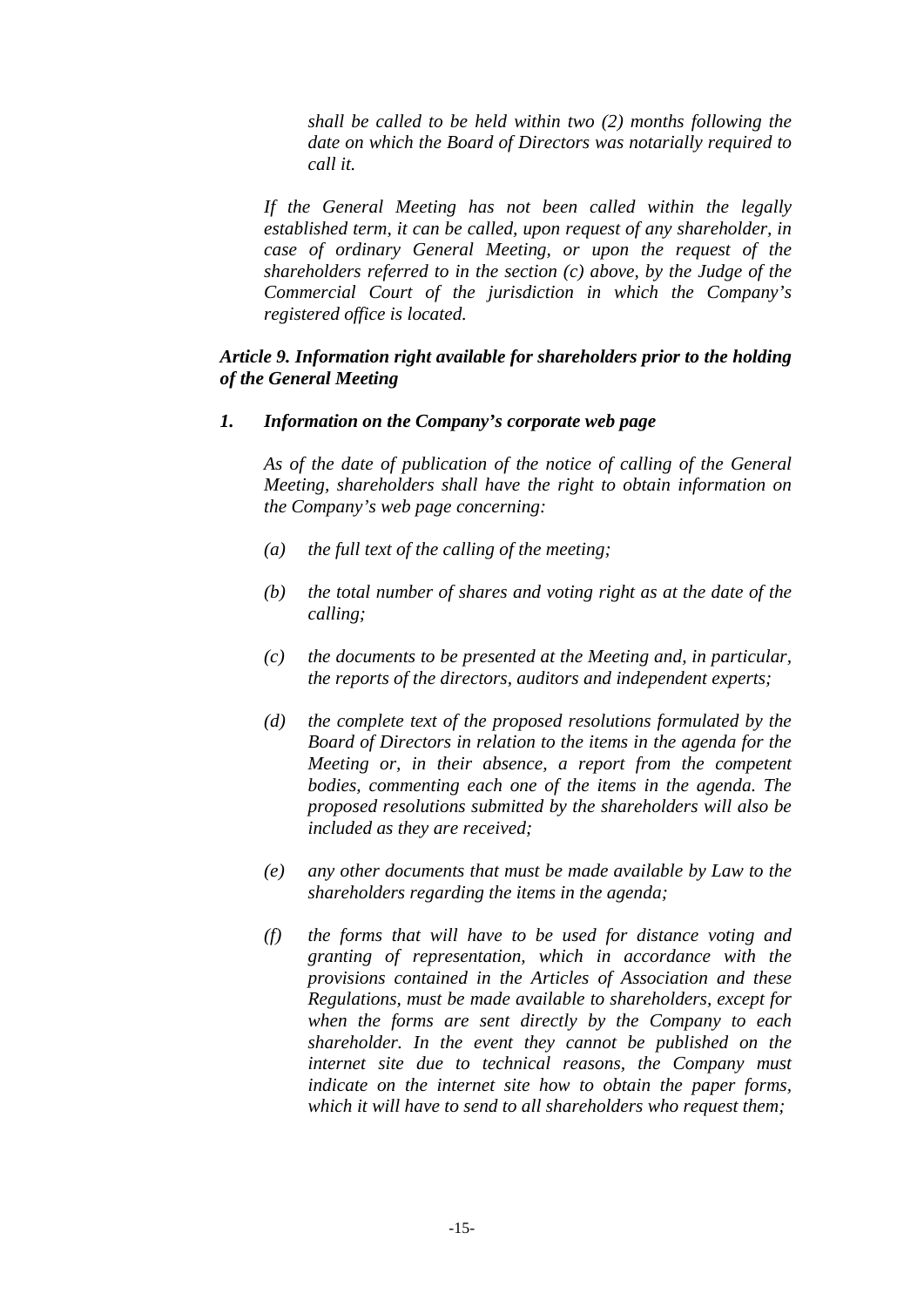*shall be called to be held within two (2) months following the date on which the Board of Directors was notarially required to call it.*

*If the General Meeting has not been called within the legally established term, it can be called, upon request of any shareholder, in case of ordinary General Meeting, or upon the request of the shareholders referred to in the section (c) above, by the Judge of the Commercial Court of the jurisdiction in which the Company's registered office is located.*

***Article 9. Information right available for shareholders prior to the holding of the General Meeting***

***1. Information on the Company's corporate web page***

*As of the date of publication of the notice of calling of the General Meeting, shareholders shall have the right to obtain information on the Company's web page concerning:*

- *(a) the full text of the calling of the meeting;*
- *(b) the total number of shares and voting right as at the date of the calling;*
- *(c) the documents to be presented at the Meeting and, in particular, the reports of the directors, auditors and independent experts;*
- *(d) the complete text of the proposed resolutions formulated by the Board of Directors in relation to the items in the agenda for the Meeting or, in their absence, a report from the competent bodies, commenting each one of the items in the agenda. The proposed resolutions submitted by the shareholders will also be included as they are received;*
- *(e) any other documents that must be made available by Law to the shareholders regarding the items in the agenda;*
- *(f) the forms that will have to be used for distance voting and granting of representation, which in accordance with the provisions contained in the Articles of Association and these Regulations, must be made available to shareholders, except for when the forms are sent directly by the Company to each shareholder. In the event they cannot be published on the internet site due to technical reasons, the Company must indicate on the internet site how to obtain the paper forms, which it will have to send to all shareholders who request them;*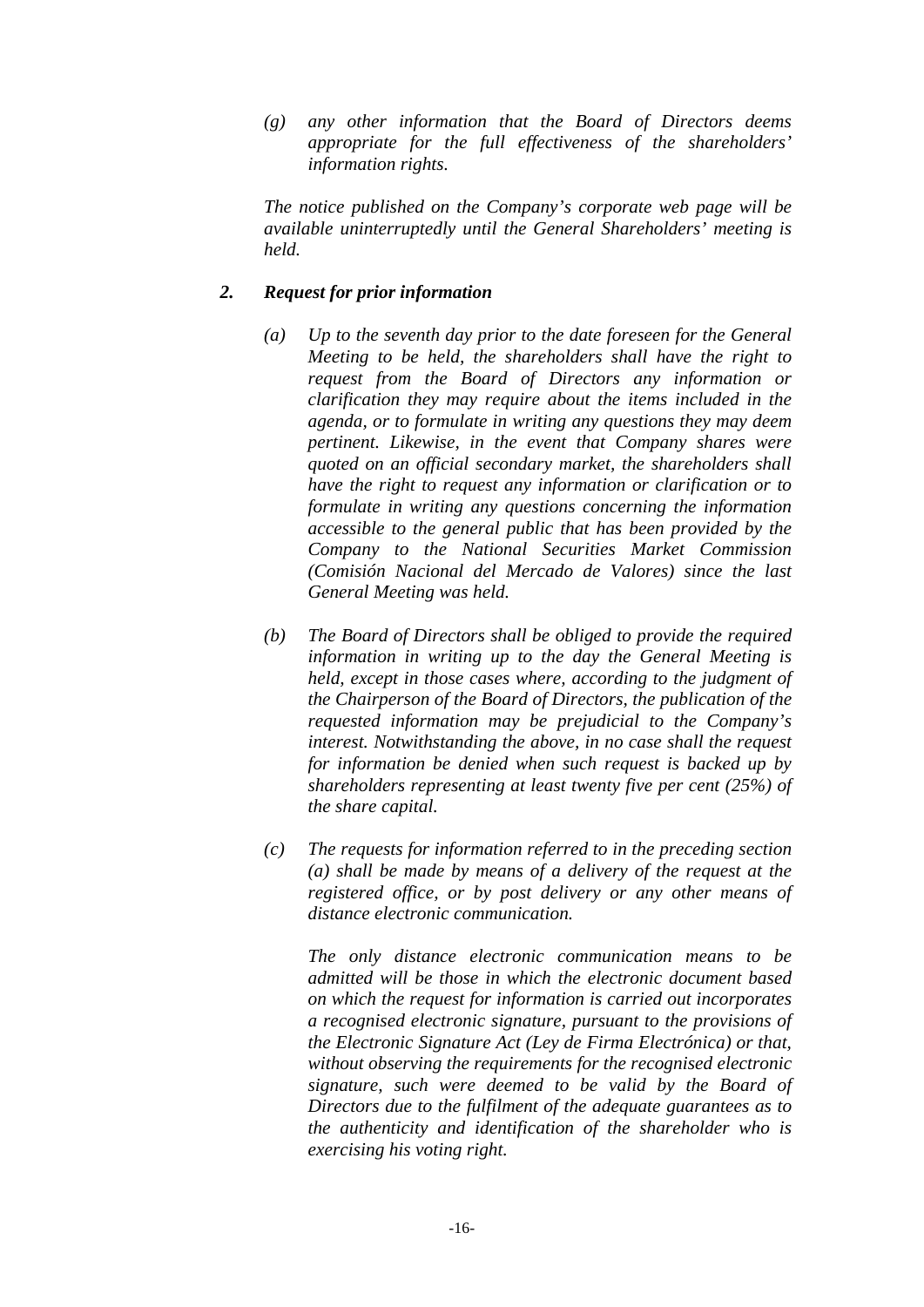*(g) any other information that the Board of Directors deems appropriate for the full effectiveness of the shareholders' information rights.*

*The notice published on the Company's corporate web page will be available uninterruptedly until the General Shareholders' meeting is held.*

### *2. Request for prior information*

*(a) Up to the seventh day prior to the date foreseen for the General Meeting to be held, the shareholders shall have the right to request from the Board of Directors any information or clarification they may require about the items included in the agenda, or to formulate in writing any questions they may deem pertinent. Likewise, in the event that Company shares were quoted on an official secondary market, the shareholders shall have the right to request any information or clarification or to formulate in writing any questions concerning the information accessible to the general public that has been provided by the Company to the National Securities Market Commission (Comisión Nacional del Mercado de Valores) since the last General Meeting was held.*

*(b) The Board of Directors shall be obliged to provide the required information in writing up to the day the General Meeting is held, except in those cases where, according to the judgment of the Chairperson of the Board of Directors, the publication of the requested information may be prejudicial to the Company's interest. Notwithstanding the above, in no case shall the request for information be denied when such request is backed up by shareholders representing at least twenty five per cent (25%) of the share capital.*

*(c) The requests for information referred to in the preceding section (a) shall be made by means of a delivery of the request at the registered office, or by post delivery or any other means of distance electronic communication.*

*The only distance electronic communication means to be admitted will be those in which the electronic document based on which the request for information is carried out incorporates a recognised electronic signature, pursuant to the provisions of the Electronic Signature Act (Ley de Firma Electrónica) or that, without observing the requirements for the recognised electronic signature, such were deemed to be valid by the Board of Directors due to the fulfilment of the adequate guarantees as to the authenticity and identification of the shareholder who is exercising his voting right.*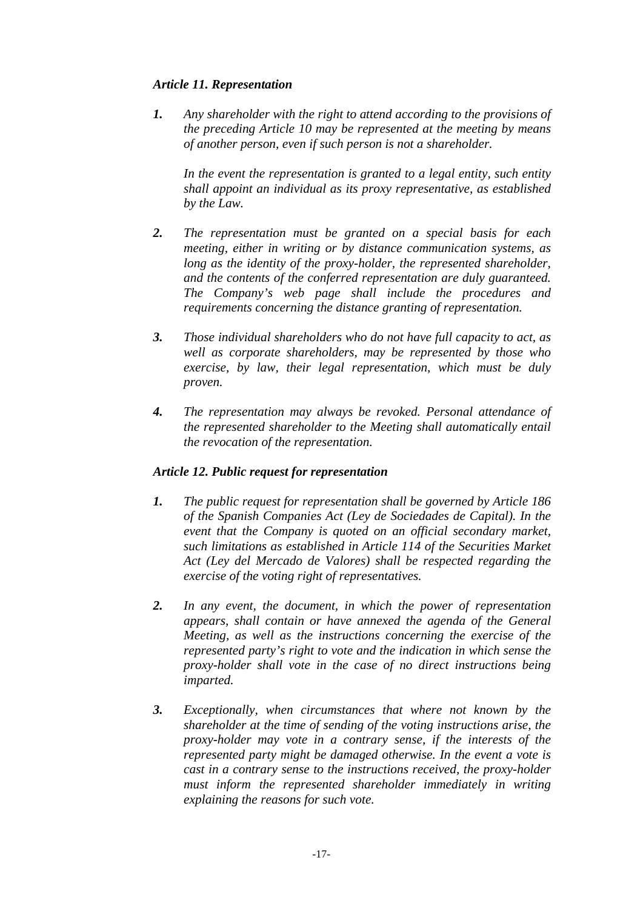### *Article 11. Representation*

1. *Any shareholder with the right to attend according to the provisions of the preceding Article 10 may be represented at the meeting by means of another person, even if such person is not a shareholder.*

   *In the event the representation is granted to a legal entity, such entity shall appoint an individual as its proxy representative, as established by the Law.*

2. *The representation must be granted on a special basis for each meeting, either in writing or by distance communication systems, as long as the identity of the proxy-holder, the represented shareholder, and the contents of the conferred representation are duly guaranteed. The Company's web page shall include the procedures and requirements concerning the distance granting of representation.*

3. *Those individual shareholders who do not have full capacity to act, as well as corporate shareholders, may be represented by those who exercise, by law, their legal representation, which must be duly proven.*

4. *The representation may always be revoked. Personal attendance of the represented shareholder to the Meeting shall automatically entail the revocation of the representation.*

### *Article 12. Public request for representation*

1. *The public request for representation shall be governed by Article 186 of the Spanish Companies Act (Ley de Sociedades de Capital). In the event that the Company is quoted on an official secondary market, such limitations as established in Article 114 of the Securities Market Act (Ley del Mercado de Valores) shall be respected regarding the exercise of the voting right of representatives.*

2. *In any event, the document, in which the power of representation appears, shall contain or have annexed the agenda of the General Meeting, as well as the instructions concerning the exercise of the represented party's right to vote and the indication in which sense the proxy-holder shall vote in the case of no direct instructions being imparted.*

3. *Exceptionally, when circumstances that where not known by the shareholder at the time of sending of the voting instructions arise, the proxy-holder may vote in a contrary sense, if the interests of the represented party might be damaged otherwise. In the event a vote is cast in a contrary sense to the instructions received, the proxy-holder must inform the represented shareholder immediately in writing explaining the reasons for such vote.*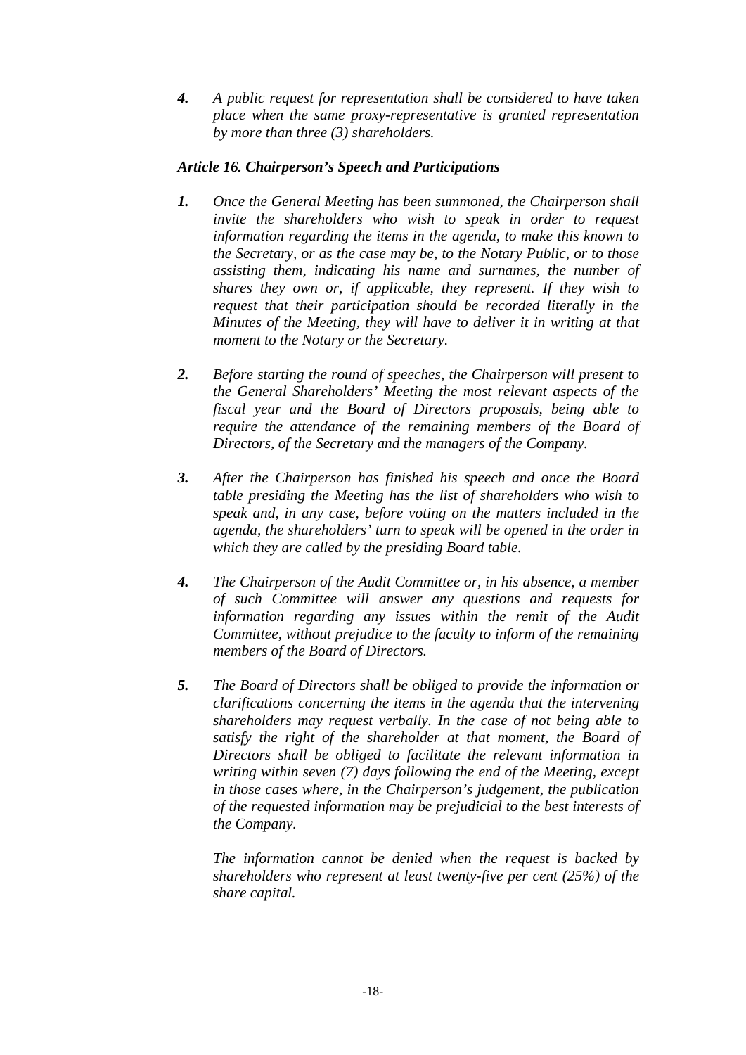*4. A public request for representation shall be considered to have taken place when the same proxy-representative is granted representation by more than three (3) shareholders.*

### *Article 16. Chairperson's Speech and Participations*

*1. Once the General Meeting has been summoned, the Chairperson shall invite the shareholders who wish to speak in order to request information regarding the items in the agenda, to make this known to the Secretary, or as the case may be, to the Notary Public, or to those assisting them, indicating his name and surnames, the number of shares they own or, if applicable, they represent. If they wish to request that their participation should be recorded literally in the Minutes of the Meeting, they will have to deliver it in writing at that moment to the Notary or the Secretary.*

*2. Before starting the round of speeches, the Chairperson will present to the General Shareholders' Meeting the most relevant aspects of the fiscal year and the Board of Directors proposals, being able to require the attendance of the remaining members of the Board of Directors, of the Secretary and the managers of the Company.*

*3. After the Chairperson has finished his speech and once the Board table presiding the Meeting has the list of shareholders who wish to speak and, in any case, before voting on the matters included in the agenda, the shareholders' turn to speak will be opened in the order in which they are called by the presiding Board table.*

*4. The Chairperson of the Audit Committee or, in his absence, a member of such Committee will answer any questions and requests for information regarding any issues within the remit of the Audit Committee, without prejudice to the faculty to inform of the remaining members of the Board of Directors.*

*5. The Board of Directors shall be obliged to provide the information or clarifications concerning the items in the agenda that the intervening shareholders may request verbally. In the case of not being able to satisfy the right of the shareholder at that moment, the Board of Directors shall be obliged to facilitate the relevant information in writing within seven (7) days following the end of the Meeting, except in those cases where, in the Chairperson's judgement, the publication of the requested information may be prejudicial to the best interests of the Company.*

*The information cannot be denied when the request is backed by shareholders who represent at least twenty-five per cent (25%) of the share capital.*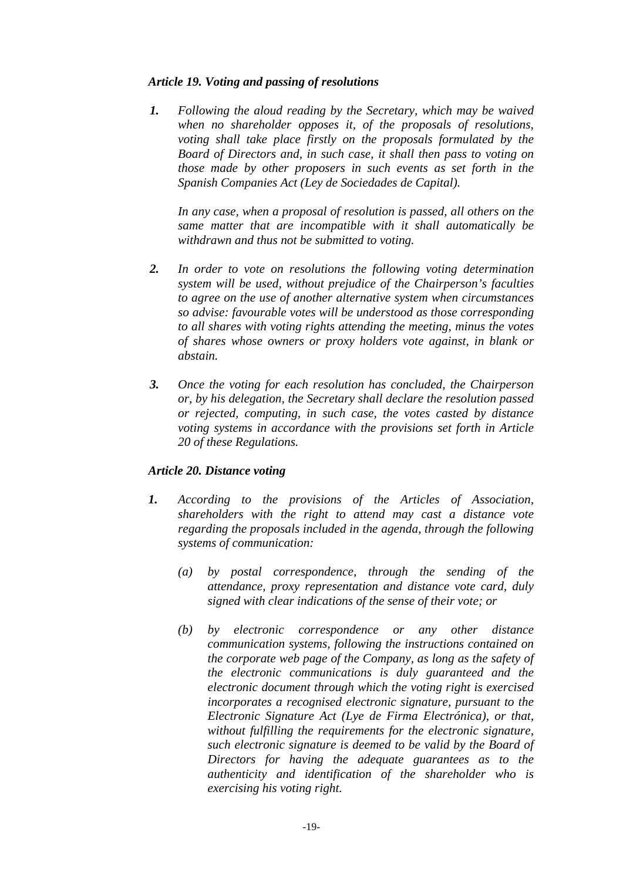### *Article 19. Voting and passing of resolutions*

***1.*** *Following the aloud reading by the Secretary, which may be waived when no shareholder opposes it, of the proposals of resolutions, voting shall take place firstly on the proposals formulated by the Board of Directors and, in such case, it shall then pass to voting on those made by other proposers in such events as set forth in the Spanish Companies Act (Ley de Sociedades de Capital).*

*In any case, when a proposal of resolution is passed, all others on the same matter that are incompatible with it shall automatically be withdrawn and thus not be submitted to voting.*

***2.*** *In order to vote on resolutions the following voting determination system will be used, without prejudice of the Chairperson's faculties to agree on the use of another alternative system when circumstances so advise: favourable votes will be understood as those corresponding to all shares with voting rights attending the meeting, minus the votes of shares whose owners or proxy holders vote against, in blank or abstain.*

***3.*** *Once the voting for each resolution has concluded, the Chairperson or, by his delegation, the Secretary shall declare the resolution passed or rejected, computing, in such case, the votes casted by distance voting systems in accordance with the provisions set forth in Article 20 of these Regulations.*

### *Article 20. Distance voting*

***1.*** *According to the provisions of the Articles of Association, shareholders with the right to attend may cast a distance vote regarding the proposals included in the agenda, through the following systems of communication:*

*(a) by postal correspondence, through the sending of the attendance, proxy representation and distance vote card, duly signed with clear indications of the sense of their vote; or*

*(b) by electronic correspondence or any other distance communication systems, following the instructions contained on the corporate web page of the Company, as long as the safety of the electronic communications is duly guaranteed and the electronic document through which the voting right is exercised incorporates a recognised electronic signature, pursuant to the Electronic Signature Act (Lye de Firma Electrónica), or that, without fulfilling the requirements for the electronic signature, such electronic signature is deemed to be valid by the Board of Directors for having the adequate guarantees as to the authenticity and identification of the shareholder who is exercising his voting right.*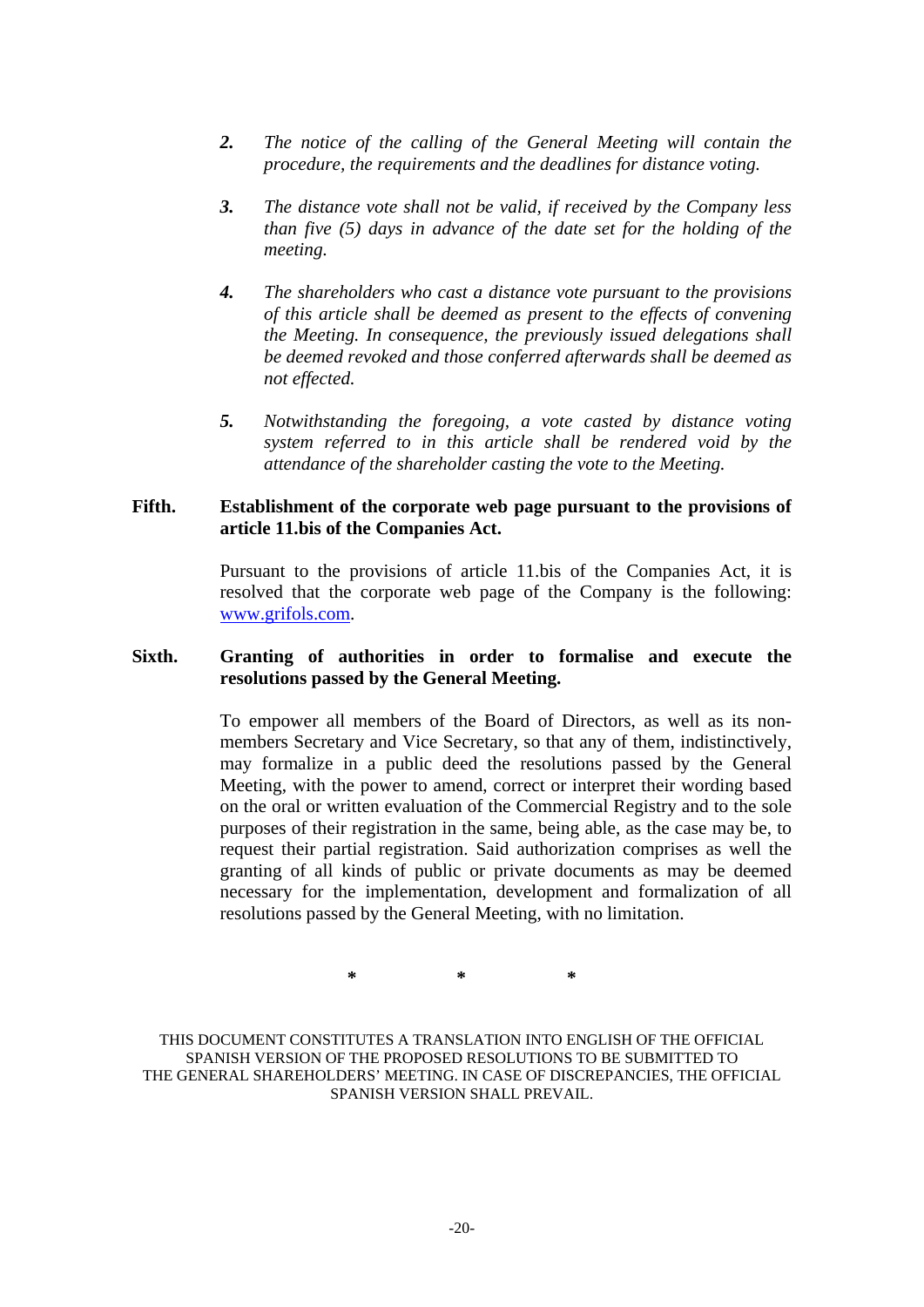*2.* *The notice of the calling of the General Meeting will contain the procedure, the requirements and the deadlines for distance voting.*

*3.* *The distance vote shall not be valid, if received by the Company less than five (5) days in advance of the date set for the holding of the meeting.*

*4.* *The shareholders who cast a distance vote pursuant to the provisions of this article shall be deemed as present to the effects of convening the Meeting. In consequence, the previously issued delegations shall be deemed revoked and those conferred afterwards shall be deemed as not effected.*

*5.* *Notwithstanding the foregoing, a vote casted by distance voting system referred to in this article shall be rendered void by the attendance of the shareholder casting the vote to the Meeting.*

**Fifth. Establishment of the corporate web page pursuant to the provisions of article 11.bis of the Companies Act.**

Pursuant to the provisions of article 11.bis of the Companies Act, it is resolved that the corporate web page of the Company is the following: www.grifols.com.

**Sixth. Granting of authorities in order to formalise and execute the resolutions passed by the General Meeting.**

To empower all members of the Board of Directors, as well as its non-members Secretary and Vice Secretary, so that any of them, indistinctively, may formalize in a public deed the resolutions passed by the General Meeting, with the power to amend, correct or interpret their wording based on the oral or written evaluation of the Commercial Registry and to the sole purposes of their registration in the same, being able, as the case may be, to request their partial registration. Said authorization comprises as well the granting of all kinds of public or private documents as may be deemed necessary for the implementation, development and formalization of all resolutions passed by the General Meeting, with no limitation.

\* \* \*

THIS DOCUMENT CONSTITUTES A TRANSLATION INTO ENGLISH OF THE OFFICIAL SPANISH VERSION OF THE PROPOSED RESOLUTIONS TO BE SUBMITTED TO THE GENERAL SHAREHOLDERS' MEETING. IN CASE OF DISCREPANCIES, THE OFFICIAL SPANISH VERSION SHALL PREVAIL.